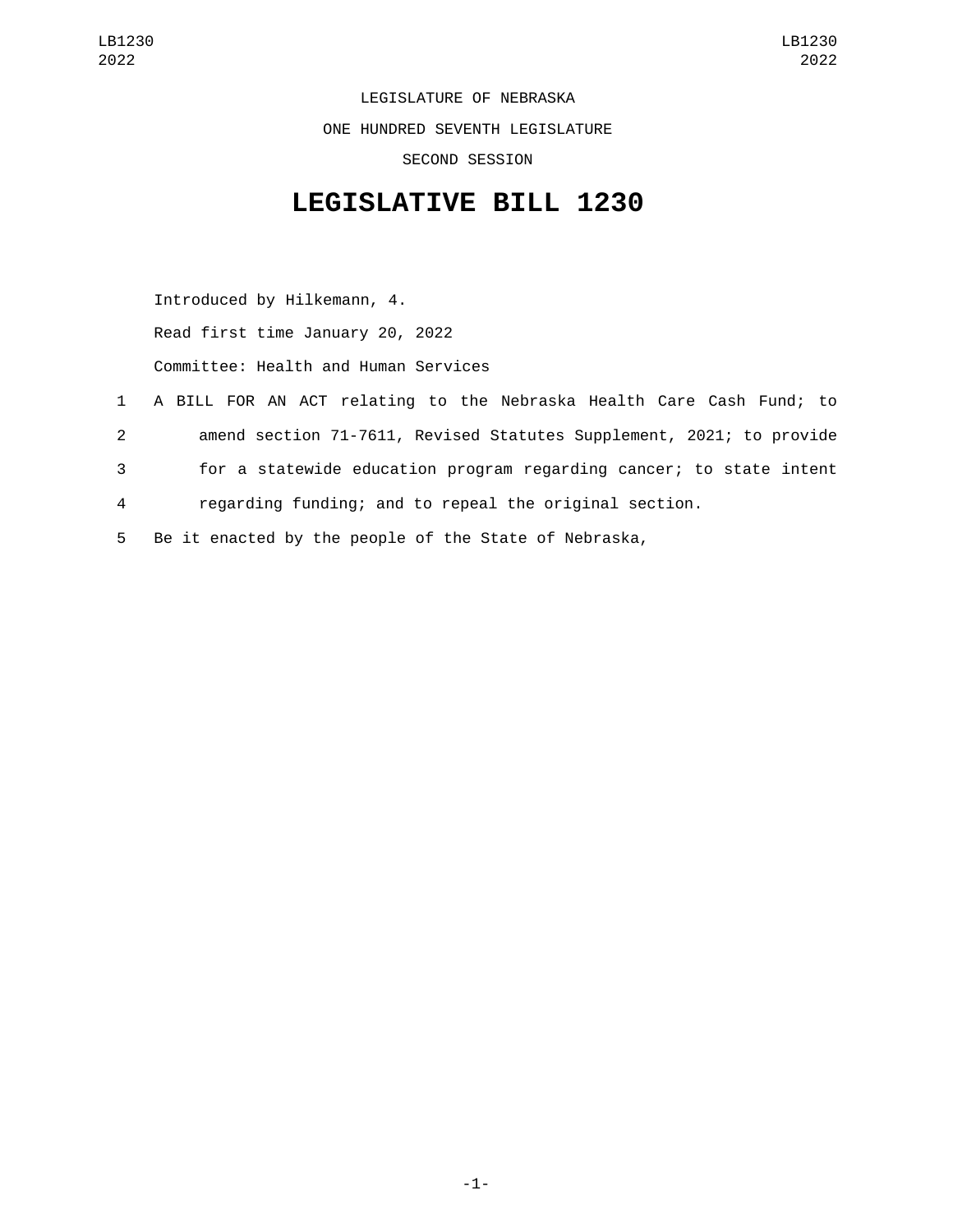LEGISLATURE OF NEBRASKA

ONE HUNDRED SEVENTH LEGISLATURE

SECOND SESSION

# LEGISLATIVE BILL 1230

Introduced by Hilkemann, 4.

Read first time January 20, 2022

Committee: Health and Human Services

1 A BILL FOR AN ACT relating to the Nebraska Health Care Cash Fund; to
2 amend section 71-7611, Revised Statutes Supplement, 2021; to provide
3 for a statewide education program regarding cancer; to state intent
4 regarding funding; and to repeal the original section.
5 Be it enacted by the people of the State of Nebraska,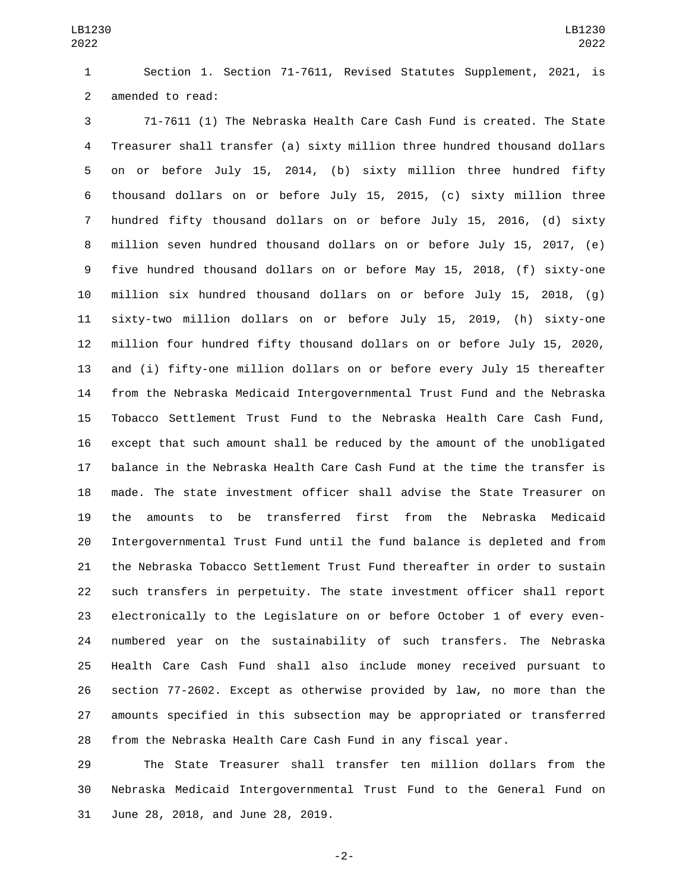Section 1. Section 71-7611, Revised Statutes Supplement, 2021, is amended to read:

71-7611 (1) The Nebraska Health Care Cash Fund is created. The State Treasurer shall transfer (a) sixty million three hundred thousand dollars on or before July 15, 2014, (b) sixty million three hundred fifty thousand dollars on or before July 15, 2015, (c) sixty million three hundred fifty thousand dollars on or before July 15, 2016, (d) sixty million seven hundred thousand dollars on or before July 15, 2017, (e) five hundred thousand dollars on or before May 15, 2018, (f) sixty-one million six hundred thousand dollars on or before July 15, 2018, (g) sixty-two million dollars on or before July 15, 2019, (h) sixty-one million four hundred fifty thousand dollars on or before July 15, 2020, and (i) fifty-one million dollars on or before every July 15 thereafter from the Nebraska Medicaid Intergovernmental Trust Fund and the Nebraska Tobacco Settlement Trust Fund to the Nebraska Health Care Cash Fund, except that such amount shall be reduced by the amount of the unobligated balance in the Nebraska Health Care Cash Fund at the time the transfer is made. The state investment officer shall advise the State Treasurer on the amounts to be transferred first from the Nebraska Medicaid Intergovernmental Trust Fund until the fund balance is depleted and from the Nebraska Tobacco Settlement Trust Fund thereafter in order to sustain such transfers in perpetuity. The state investment officer shall report electronically to the Legislature on or before October 1 of every even-numbered year on the sustainability of such transfers. The Nebraska Health Care Cash Fund shall also include money received pursuant to section 77-2602. Except as otherwise provided by law, no more than the amounts specified in this subsection may be appropriated or transferred from the Nebraska Health Care Cash Fund in any fiscal year.

The State Treasurer shall transfer ten million dollars from the Nebraska Medicaid Intergovernmental Trust Fund to the General Fund on June 28, 2018, and June 28, 2019.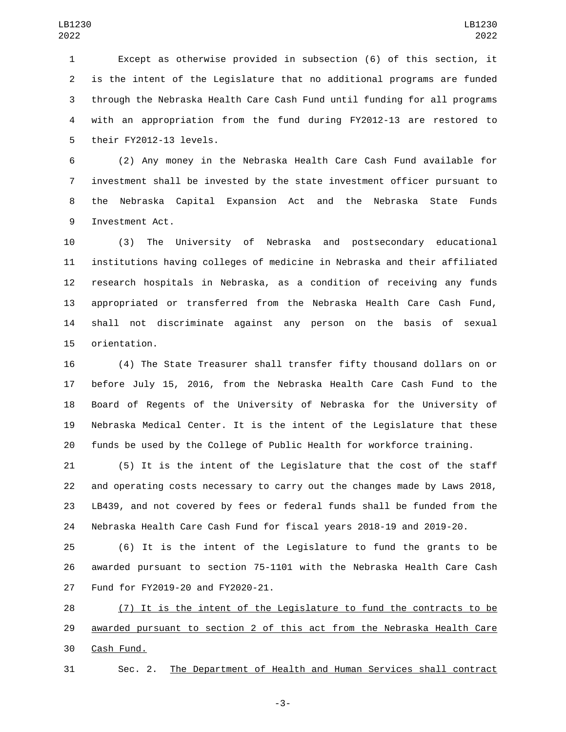Except as otherwise provided in subsection (6) of this section, it is the intent of the Legislature that no additional programs are funded through the Nebraska Health Care Cash Fund until funding for all programs with an appropriation from the fund during FY2012-13 are restored to their FY2012-13 levels.

(2) Any money in the Nebraska Health Care Cash Fund available for investment shall be invested by the state investment officer pursuant to the Nebraska Capital Expansion Act and the Nebraska State Funds Investment Act.

(3) The University of Nebraska and postsecondary educational institutions having colleges of medicine in Nebraska and their affiliated research hospitals in Nebraska, as a condition of receiving any funds appropriated or transferred from the Nebraska Health Care Cash Fund, shall not discriminate against any person on the basis of sexual orientation.

(4) The State Treasurer shall transfer fifty thousand dollars on or before July 15, 2016, from the Nebraska Health Care Cash Fund to the Board of Regents of the University of Nebraska for the University of Nebraska Medical Center. It is the intent of the Legislature that these funds be used by the College of Public Health for workforce training.

(5) It is the intent of the Legislature that the cost of the staff and operating costs necessary to carry out the changes made by Laws 2018, LB439, and not covered by fees or federal funds shall be funded from the Nebraska Health Care Cash Fund for fiscal years 2018-19 and 2019-20.

(6) It is the intent of the Legislature to fund the grants to be awarded pursuant to section 75-1101 with the Nebraska Health Care Cash Fund for FY2019-20 and FY2020-21.

<u>(7) It is the intent of the Legislature to fund the contracts to be awarded pursuant to section 2 of this act from the Nebraska Health Care Cash Fund.</u>

Sec. 2. <u>The Department of Health and Human Services shall contract</u>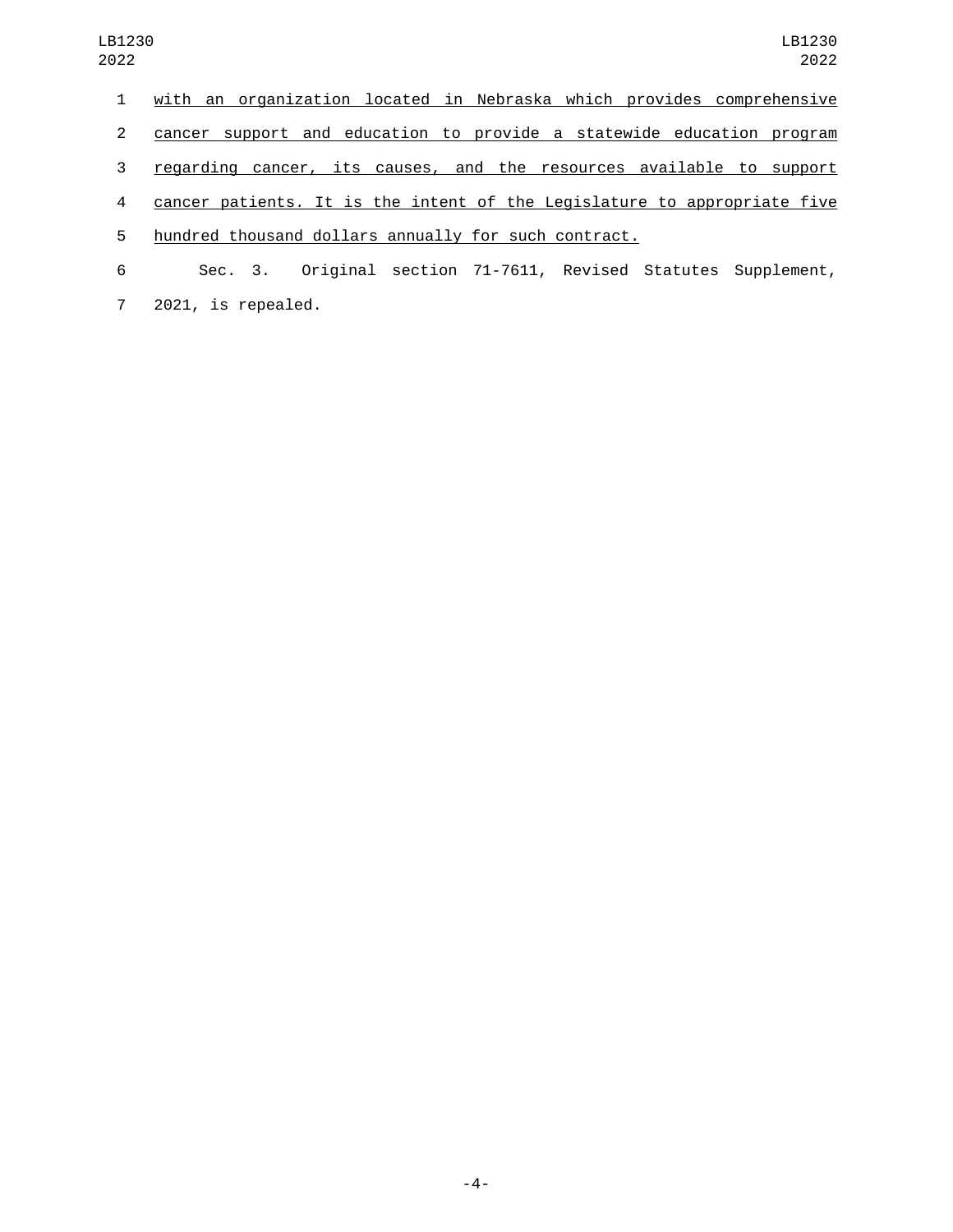with an organization located in Nebraska which provides comprehensive cancer support and education to provide a statewide education program regarding cancer, its causes, and the resources available to support cancer patients. It is the intent of the Legislature to appropriate five hundred thousand dollars annually for such contract.

Sec. 3. Original section 71-7611, Revised Statutes Supplement, 2021, is repealed.